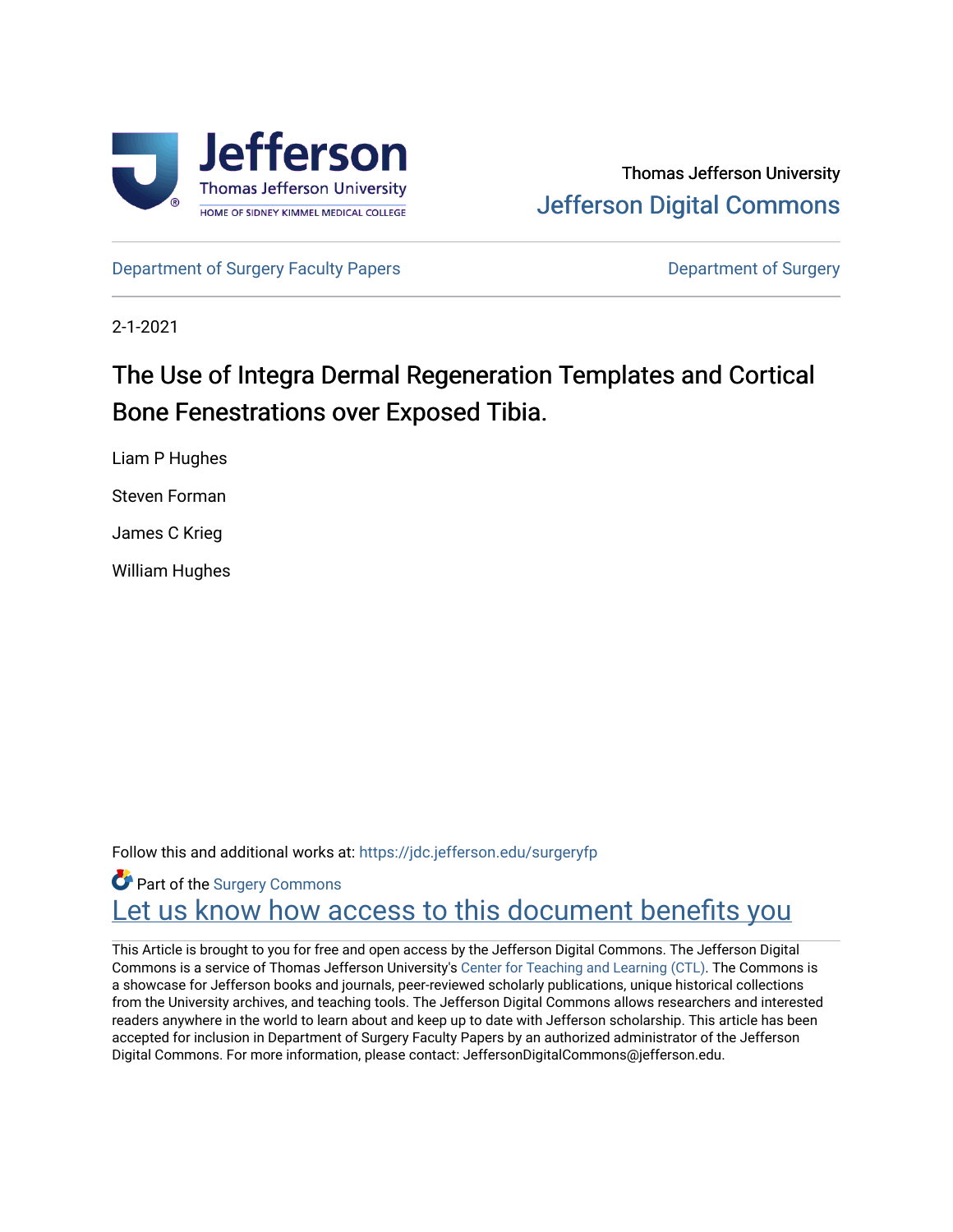Thomas Jefferson University

Jefferson Digital Commons

Department of Surgery Faculty Papers | Department of Surgery

2-1-2021

# The Use of Integra Dermal Regeneration Templates and Cortical Bone Fenestrations over Exposed Tibia.

Liam P Hughes

Steven Forman

James C Krieg

William Hughes

Follow this and additional works at: https://jdc.jefferson.edu/surgeryfp

Part of the Surgery Commons

Let us know how access to this document benefits you

This Article is brought to you for free and open access by the Jefferson Digital Commons. The Jefferson Digital Commons is a service of Thomas Jefferson University's Center for Teaching and Learning (CTL). The Commons is a showcase for Jefferson books and journals, peer-reviewed scholarly publications, unique historical collections from the University archives, and teaching tools. The Jefferson Digital Commons allows researchers and interested readers anywhere in the world to learn about and keep up to date with Jefferson scholarship. This article has been accepted for inclusion in Department of Surgery Faculty Papers by an authorized administrator of the Jefferson Digital Commons. For more information, please contact: JeffersonDigitalCommons@jefferson.edu.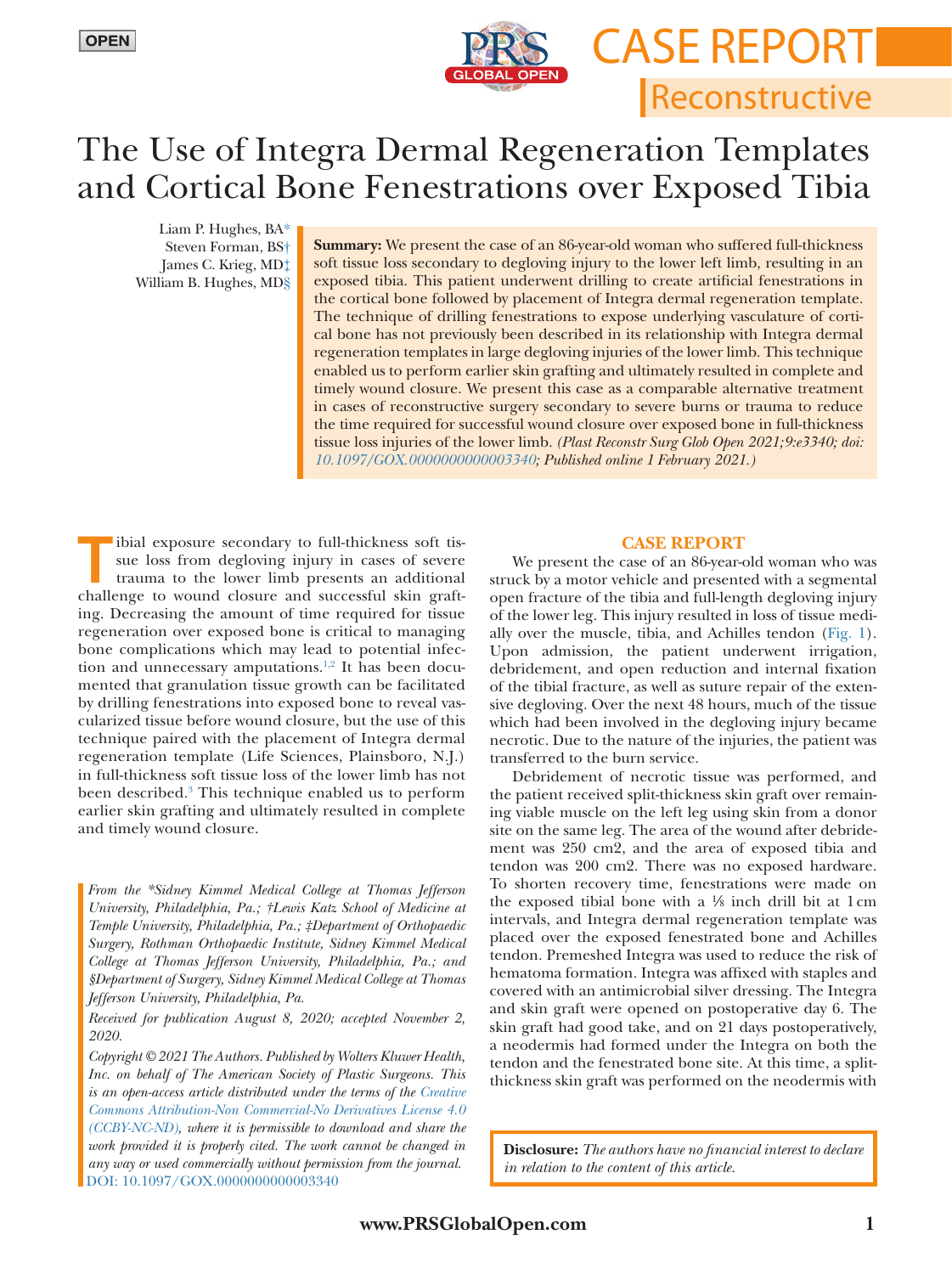OPEN

# CASE REPORT

## Reconstructive

# The Use of Integra Dermal Regeneration Templates and Cortical Bone Fenestrations over Exposed Tibia

Liam P. Hughes, BA*
Steven Forman, BS†
James C. Krieg, MD‡
William B. Hughes, MD§

**Summary:** We present the case of an 86-year-old woman who suffered full-thickness soft tissue loss secondary to degloving injury to the lower left limb, resulting in an exposed tibia. This patient underwent drilling to create artificial fenestrations in the cortical bone followed by placement of Integra dermal regeneration template. The technique of drilling fenestrations to expose underlying vasculature of cortical bone has not previously been described in its relationship with Integra dermal regeneration templates in large degloving injuries of the lower limb. This technique enabled us to perform earlier skin grafting and ultimately resulted in complete and timely wound closure. We present this case as a comparable alternative treatment in cases of reconstructive surgery secondary to severe burns or trauma to reduce the time required for successful wound closure over exposed bone in full-thickness tissue loss injuries of the lower limb. *(Plast Reconstr Surg Glob Open 2021;9:e3340; doi: 10.1097/GOX.0000000000003340; Published online 1 February 2021.)*

Tibial exposure secondary to full-thickness soft tissue loss from degloving injury in cases of severe trauma to the lower limb presents an additional challenge to wound closure and successful skin grafting. Decreasing the amount of time required for tissue regeneration over exposed bone is critical to managing bone complications which may lead to potential infection and unnecessary amputations.[1,2] It has been documented that granulation tissue growth can be facilitated by drilling fenestrations into exposed bone to reveal vascularized tissue before wound closure, but the use of this technique paired with the placement of Integra dermal regeneration template (Life Sciences, Plainsboro, N.J.) in full-thickness soft tissue loss of the lower limb has not been described.[3] This technique enabled us to perform earlier skin grafting and ultimately resulted in complete and timely wound closure.

*From the \*Sidney Kimmel Medical College at Thomas Jefferson University, Philadelphia, Pa.; †Lewis Katz School of Medicine at Temple University, Philadelphia, Pa.; ‡Department of Orthopaedic Surgery, Rothman Orthopaedic Institute, Sidney Kimmel Medical College at Thomas Jefferson University, Philadelphia, Pa.; and §Department of Surgery, Sidney Kimmel Medical College at Thomas Jefferson University, Philadelphia, Pa.*

*Received for publication August 8, 2020; accepted November 2, 2020.*

*Copyright © 2021 The Authors. Published by Wolters Kluwer Health, Inc. on behalf of The American Society of Plastic Surgeons. This is an open-access article distributed under the terms of the Creative Commons Attribution-Non Commercial-No Derivatives License 4.0 (CCBY-NC-ND), where it is permissible to download and share the work provided it is properly cited. The work cannot be changed in any way or used commercially without permission from the journal.*

DOI: 10.1097/GOX.0000000000003340

## CASE REPORT

We present the case of an 86-year-old woman who was struck by a motor vehicle and presented with a segmental open fracture of the tibia and full-length degloving injury of the lower leg. This injury resulted in loss of tissue medially over the muscle, tibia, and Achilles tendon (Fig. 1). Upon admission, the patient underwent irrigation, debridement, and open reduction and internal fixation of the tibial fracture, as well as suture repair of the extensive degloving. Over the next 48 hours, much of the tissue which had been involved in the degloving injury became necrotic. Due to the nature of the injuries, the patient was transferred to the burn service.

Debridement of necrotic tissue was performed, and the patient received split-thickness skin graft over remaining viable muscle on the left leg using skin from a donor site on the same leg. The area of the wound after debridement was 250 cm2, and the area of exposed tibia and tendon was 200 cm2. There was no exposed hardware. To shorten recovery time, fenestrations were made on the exposed tibial bone with a ⅛ inch drill bit at 1 cm intervals, and Integra dermal regeneration template was placed over the exposed fenestrated bone and Achilles tendon. Premeshed Integra was used to reduce the risk of hematoma formation. Integra was affixed with staples and covered with an antimicrobial silver dressing. The Integra and skin graft were opened on postoperative day 6. The skin graft had good take, and on 21 days postoperatively, a neodermis had formed under the Integra on both the tendon and the fenestrated bone site. At this time, a split-thickness skin graft was performed on the neodermis with

**Disclosure:** *The authors have no financial interest to declare in relation to the content of this article.*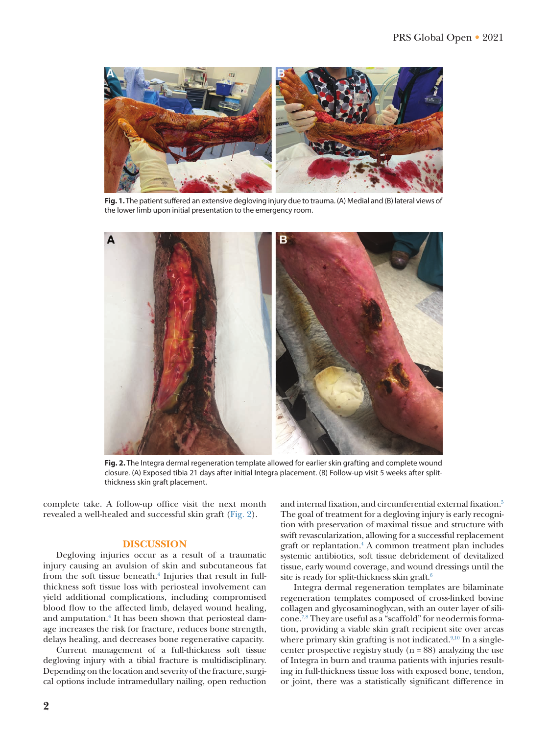Fig. 1. The patient suffered an extensive degloving injury due to trauma. (A) Medial and (B) lateral views of the lower limb upon initial presentation to the emergency room.

Fig. 2. The Integra dermal regeneration template allowed for earlier skin grafting and complete wound closure. (A) Exposed tibia 21 days after initial Integra placement. (B) Follow-up visit 5 weeks after split-thickness skin graft placement.

complete take. A follow-up office visit the next month revealed a well-healed and successful skin graft (Fig. 2).

## DISCUSSION

Degloving injuries occur as a result of a traumatic injury causing an avulsion of skin and subcutaneous fat from the soft tissue beneath.[4] Injuries that result in full-thickness soft tissue loss with periosteal involvement can yield additional complications, including compromised blood flow to the affected limb, delayed wound healing, and amputation.[4] It has been shown that periosteal damage increases the risk for fracture, reduces bone strength, delays healing, and decreases bone regenerative capacity.

Current management of a full-thickness soft tissue degloving injury with a tibial fracture is multidisciplinary. Depending on the location and severity of the fracture, surgical options include intramedullary nailing, open reduction and internal fixation, and circumferential external fixation.[5] The goal of treatment for a degloving injury is early recognition with preservation of maximal tissue and structure with swift revascularization, allowing for a successful replacement graft or replantation.[4] A common treatment plan includes systemic antibiotics, soft tissue debridement of devitalized tissue, early wound coverage, and wound dressings until the site is ready for split-thickness skin graft.[6]

Integra dermal regeneration templates are bilaminate regeneration templates composed of cross-linked bovine collagen and glycosaminoglycan, with an outer layer of silicone.[7,8] They are useful as a "scaffold" for neodermis formation, providing a viable skin graft recipient site over areas where primary skin grafting is not indicated.[9,10] In a single-center prospective registry study (n = 88) analyzing the use of Integra in burn and trauma patients with injuries resulting in full-thickness tissue loss with exposed bone, tendon, or joint, there was a statistically significant difference in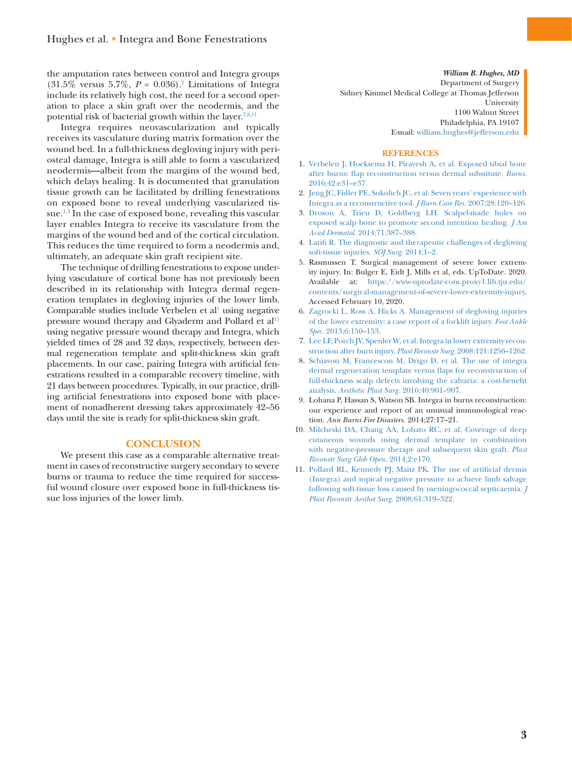the amputation rates between control and Integra groups (31.5% versus 5.7%, $P = 0.036$).[2] Limitations of Integra include its relatively high cost, the need for a second operation to place a skin graft over the neodermis, and the potential risk of bacterial growth within the layer.[7,8,11]

Integra requires neovascularization and typically receives its vasculature during matrix formation over the wound bed. In a full-thickness degloving injury with periosteal damage, Integra is still able to form a vascularized neodermis—albeit from the margins of the wound bed, which delays healing. It is documented that granulation tissue growth can be facilitated by drilling fenestrations on exposed bone to reveal underlying vascularized tissue.[1,3] In the case of exposed bone, revealing this vascular layer enables Integra to receive its vasculature from the margins of the wound bed and of the cortical circulation. This reduces the time required to form a neodermis and, ultimately, an adequate skin graft recipient site.

The technique of drilling fenestrations to expose underlying vasculature of cortical bone has not previously been described in its relationship with Integra dermal regeneration templates in degloving injuries of the lower limb. Comparable studies include Verbelen et al[1] using negative pressure wound therapy and Glyaderm and Pollard et al[11] using negative pressure wound therapy and Integra, which yielded times of 28 and 32 days, respectively, between dermal regeneration template and split-thickness skin graft placements. In our case, pairing Integra with artificial fenestrations resulted in a comparable recovery timeline, with 21 days between procedures. Typically, in our practice, drilling artificial fenestrations into exposed bone with placement of nonadherent dressing takes approximately 42–56 days until the site is ready for split-thickness skin graft.

## CONCLUSION

We present this case as a comparable alternative treatment in cases of reconstructive surgery secondary to severe burns or trauma to reduce the time required for successful wound closure over exposed bone in full-thickness tissue loss injuries of the lower limb.

***William B. Hughes, MD***
Department of Surgery
Sidney Kimmel Medical College at Thomas Jefferson University
1100 Walnut Street
Philadelphia, PA 19107
E-mail: william.hughes@jefferson.edu

## REFERENCES

1. Verbelen J, Hoeksema H, Pirayesh A, et al. Exposed tibial bone after burns: flap reconstruction versus dermal substitute. *Burns.* 2016;42:e31–e37.
2. Jeng JC, Fidler PE, Sokolich JC, et al. Seven years' experience with Integra as a reconstructive tool. *J Burn Care Res.* 2007;28:120–126.
3. Drosou A, Trieu D, Goldberg LH. Scalpel-made holes on exposed scalp bone to promote second intention healing. *J Am Acad Dermatol.* 2014;71:387–388.
4. Latifi R. The diagnostic and therapeutic challenges of degloving soft-tissue injuries. *SOJ Surg.* 2014;1–2.
5. Rasmussen T. Surgical management of severe lower extremity injury. In: Bulger E, Eidt J, Mills et al, eds. UpToDate. 2020. Available at: https://www-uptodate-com.proxy1.lib.tju.edu/contents/surgical-management-of-severe-lower-extremity-injury. Accessed February 10, 2020.
6. Zagrocki L, Ross A, Hicks A. Management of degloving injuries of the lower extremity: a case report of a forklift injury. *Foot Ankle Spec.* 2013;6:150–153.
7. Lee LF, Porch JV, Spenler W, et al. Integra in lower extremity reconstruction after burn injury. *Plast Reconstr Surg.* 2008;121:1256–1262.
8. Schiavon M, Francescon M, Drigo D, et al. The use of integra dermal regeneration template versus flaps for reconstruction of full-thickness scalp defects involving the calvaria: a cost-benefit analysis. *Aesthetic Plast Surg.* 2016;40:901–907.
9. Lohana P, Hassan S, Watson SB. Integra in burns reconstruction: our experience and report of an unusual immunological reaction. *Ann Burns Fire Disasters.* 2014;27:17–21.
10. Milcheski DA, Chang AA, Lobato RC, et al. Coverage of deep cutaneous wounds using dermal template in combination with negative-pressure therapy and subsequent skin graft. *Plast Reconstr Surg Glob Open.* 2014;2:e170.
11. Pollard RL, Kennedy PJ, Maitz PK. The use of artificial dermis (Integra) and topical negative pressure to achieve limb salvage following soft-tissue loss caused by meningococcal septicaemia. *J Plast Reconstr Aesthet Surg.* 2008;61:319–322.